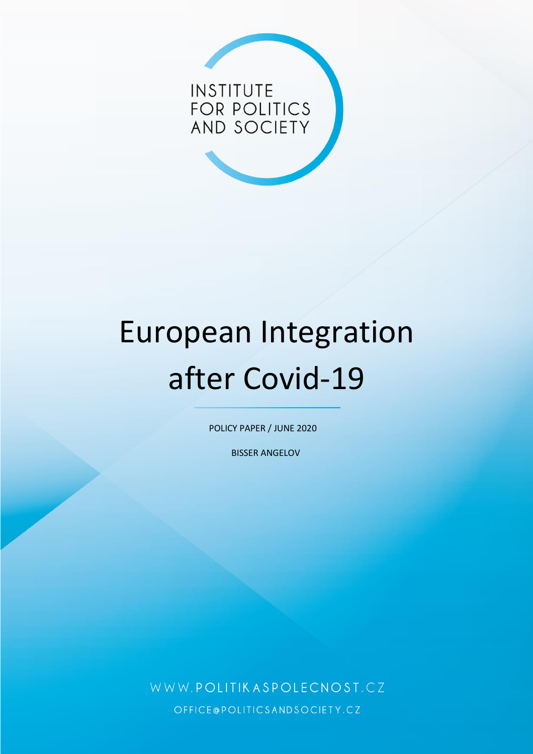INSTITUTE FOR POLITICS AND SOCIETY

# European Integration after Covid-19

POLICY PAPER / JUNE 2020

BISSER ANGELOV

WWW.POLITIKASPOLECNOST.CZ

OFFICE@POLITICSANDSOCIETY.CZ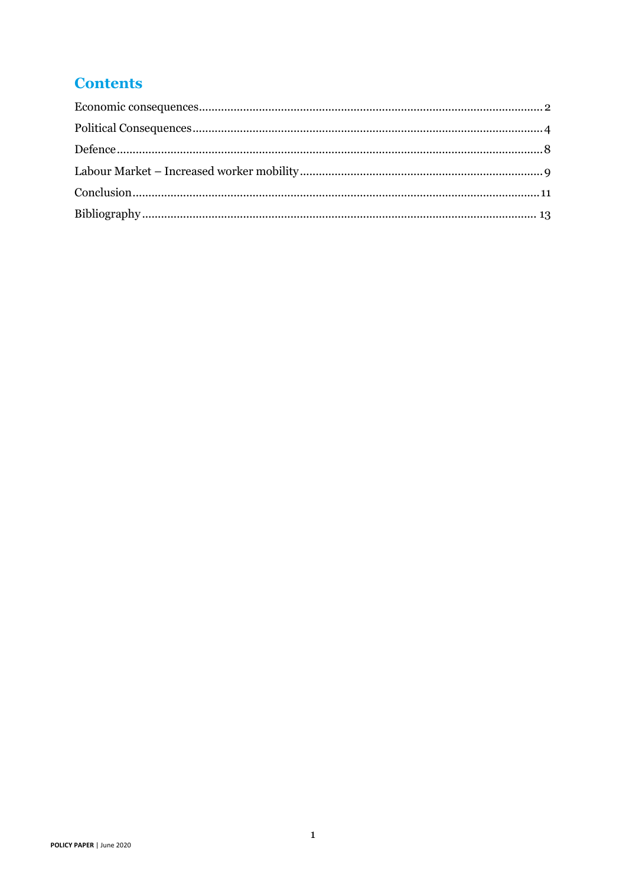## Contents

Economic consequences........................................................................................................2
Political Consequences.........................................................................................................4
Defence.................................................................................................................................8
Labour Market – Increased worker mobility.........................................................................9
Conclusion...........................................................................................................................11
Bibliography.........................................................................................................................13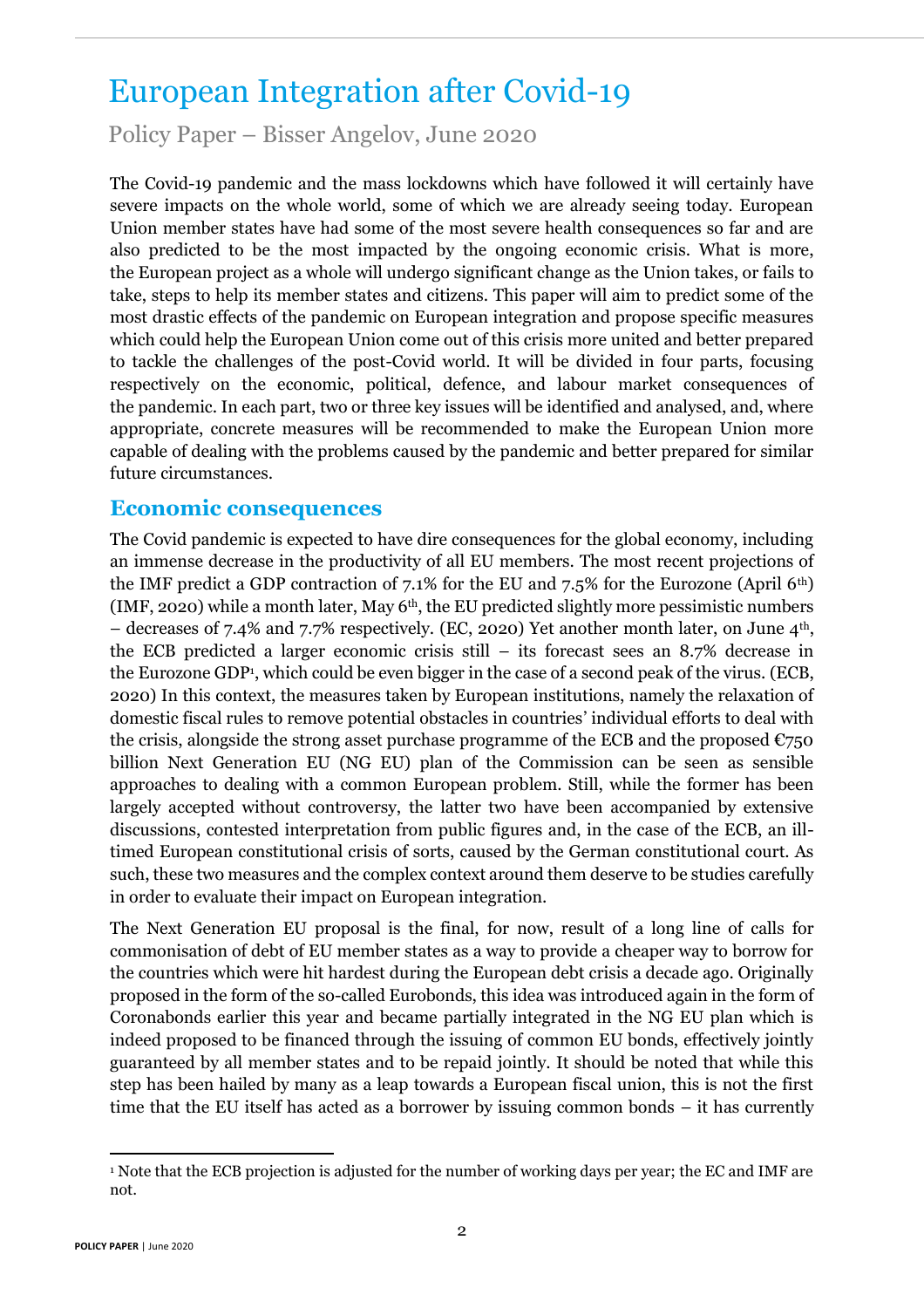# European Integration after Covid-19

Policy Paper – Bisser Angelov, June 2020

The Covid-19 pandemic and the mass lockdowns which have followed it will certainly have severe impacts on the whole world, some of which we are already seeing today. European Union member states have had some of the most severe health consequences so far and are also predicted to be the most impacted by the ongoing economic crisis. What is more, the European project as a whole will undergo significant change as the Union takes, or fails to take, steps to help its member states and citizens. This paper will aim to predict some of the most drastic effects of the pandemic on European integration and propose specific measures which could help the European Union come out of this crisis more united and better prepared to tackle the challenges of the post-Covid world. It will be divided in four parts, focusing respectively on the economic, political, defence, and labour market consequences of the pandemic. In each part, two or three key issues will be identified and analysed, and, where appropriate, concrete measures will be recommended to make the European Union more capable of dealing with the problems caused by the pandemic and better prepared for similar future circumstances.

## Economic consequences

The Covid pandemic is expected to have dire consequences for the global economy, including an immense decrease in the productivity of all EU members. The most recent projections of the IMF predict a GDP contraction of 7.1% for the EU and 7.5% for the Eurozone (April 6th) (IMF, 2020) while a month later, May 6th, the EU predicted slightly more pessimistic numbers – decreases of 7.4% and 7.7% respectively. (EC, 2020) Yet another month later, on June 4th, the ECB predicted a larger economic crisis still – its forecast sees an 8.7% decrease in the Eurozone GDP[1], which could be even bigger in the case of a second peak of the virus. (ECB, 2020) In this context, the measures taken by European institutions, namely the relaxation of domestic fiscal rules to remove potential obstacles in countries' individual efforts to deal with the crisis, alongside the strong asset purchase programme of the ECB and the proposed €750 billion Next Generation EU (NG EU) plan of the Commission can be seen as sensible approaches to dealing with a common European problem. Still, while the former has been largely accepted without controversy, the latter two have been accompanied by extensive discussions, contested interpretation from public figures and, in the case of the ECB, an ill-timed European constitutional crisis of sorts, caused by the German constitutional court. As such, these two measures and the complex context around them deserve to be studies carefully in order to evaluate their impact on European integration.

The Next Generation EU proposal is the final, for now, result of a long line of calls for commonisation of debt of EU member states as a way to provide a cheaper way to borrow for the countries which were hit hardest during the European debt crisis a decade ago. Originally proposed in the form of the so-called Eurobonds, this idea was introduced again in the form of Coronabonds earlier this year and became partially integrated in the NG EU plan which is indeed proposed to be financed through the issuing of common EU bonds, effectively jointly guaranteed by all member states and to be repaid jointly. It should be noted that while this step has been hailed by many as a leap towards a European fiscal union, this is not the first time that the EU itself has acted as a borrower by issuing common bonds – it has currently

[1] Note that the ECB projection is adjusted for the number of working days per year; the EC and IMF are not.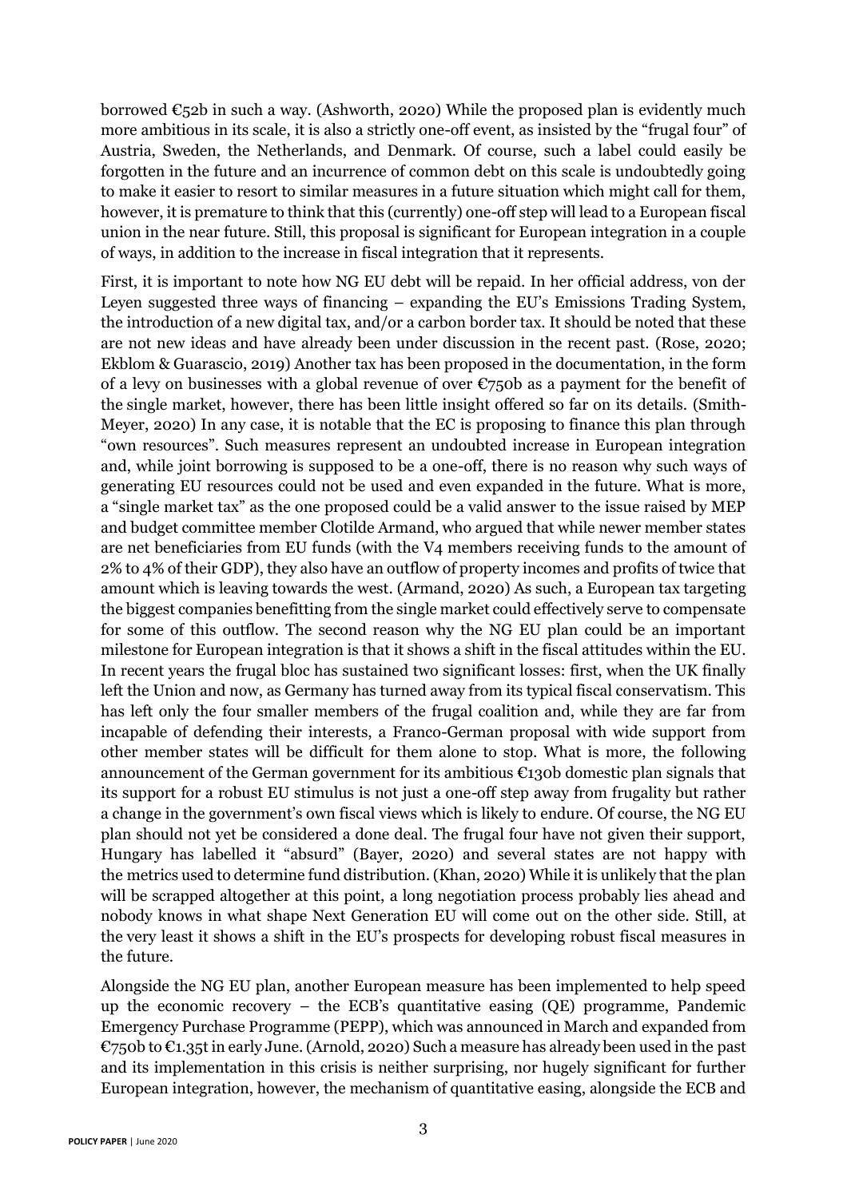borrowed €52b in such a way. (Ashworth, 2020) While the proposed plan is evidently much more ambitious in its scale, it is also a strictly one-off event, as insisted by the "frugal four" of Austria, Sweden, the Netherlands, and Denmark. Of course, such a label could easily be forgotten in the future and an incurrence of common debt on this scale is undoubtedly going to make it easier to resort to similar measures in a future situation which might call for them, however, it is premature to think that this (currently) one-off step will lead to a European fiscal union in the near future. Still, this proposal is significant for European integration in a couple of ways, in addition to the increase in fiscal integration that it represents.

First, it is important to note how NG EU debt will be repaid. In her official address, von der Leyen suggested three ways of financing – expanding the EU's Emissions Trading System, the introduction of a new digital tax, and/or a carbon border tax. It should be noted that these are not new ideas and have already been under discussion in the recent past. (Rose, 2020; Ekblom & Guarascio, 2019) Another tax has been proposed in the documentation, in the form of a levy on businesses with a global revenue of over €750b as a payment for the benefit of the single market, however, there has been little insight offered so far on its details. (Smith-Meyer, 2020) In any case, it is notable that the EC is proposing to finance this plan through "own resources". Such measures represent an undoubted increase in European integration and, while joint borrowing is supposed to be a one-off, there is no reason why such ways of generating EU resources could not be used and even expanded in the future. What is more, a "single market tax" as the one proposed could be a valid answer to the issue raised by MEP and budget committee member Clotilde Armand, who argued that while newer member states are net beneficiaries from EU funds (with the V4 members receiving funds to the amount of 2% to 4% of their GDP), they also have an outflow of property incomes and profits of twice that amount which is leaving towards the west. (Armand, 2020) As such, a European tax targeting the biggest companies benefitting from the single market could effectively serve to compensate for some of this outflow. The second reason why the NG EU plan could be an important milestone for European integration is that it shows a shift in the fiscal attitudes within the EU. In recent years the frugal bloc has sustained two significant losses: first, when the UK finally left the Union and now, as Germany has turned away from its typical fiscal conservatism. This has left only the four smaller members of the frugal coalition and, while they are far from incapable of defending their interests, a Franco-German proposal with wide support from other member states will be difficult for them alone to stop. What is more, the following announcement of the German government for its ambitious €130b domestic plan signals that its support for a robust EU stimulus is not just a one-off step away from frugality but rather a change in the government's own fiscal views which is likely to endure. Of course, the NG EU plan should not yet be considered a done deal. The frugal four have not given their support, Hungary has labelled it "absurd" (Bayer, 2020) and several states are not happy with the metrics used to determine fund distribution. (Khan, 2020) While it is unlikely that the plan will be scrapped altogether at this point, a long negotiation process probably lies ahead and nobody knows in what shape Next Generation EU will come out on the other side. Still, at the very least it shows a shift in the EU's prospects for developing robust fiscal measures in the future.

Alongside the NG EU plan, another European measure has been implemented to help speed up the economic recovery – the ECB's quantitative easing (QE) programme, Pandemic Emergency Purchase Programme (PEPP), which was announced in March and expanded from €750b to €1.35t in early June. (Arnold, 2020) Such a measure has already been used in the past and its implementation in this crisis is neither surprising, nor hugely significant for further European integration, however, the mechanism of quantitative easing, alongside the ECB and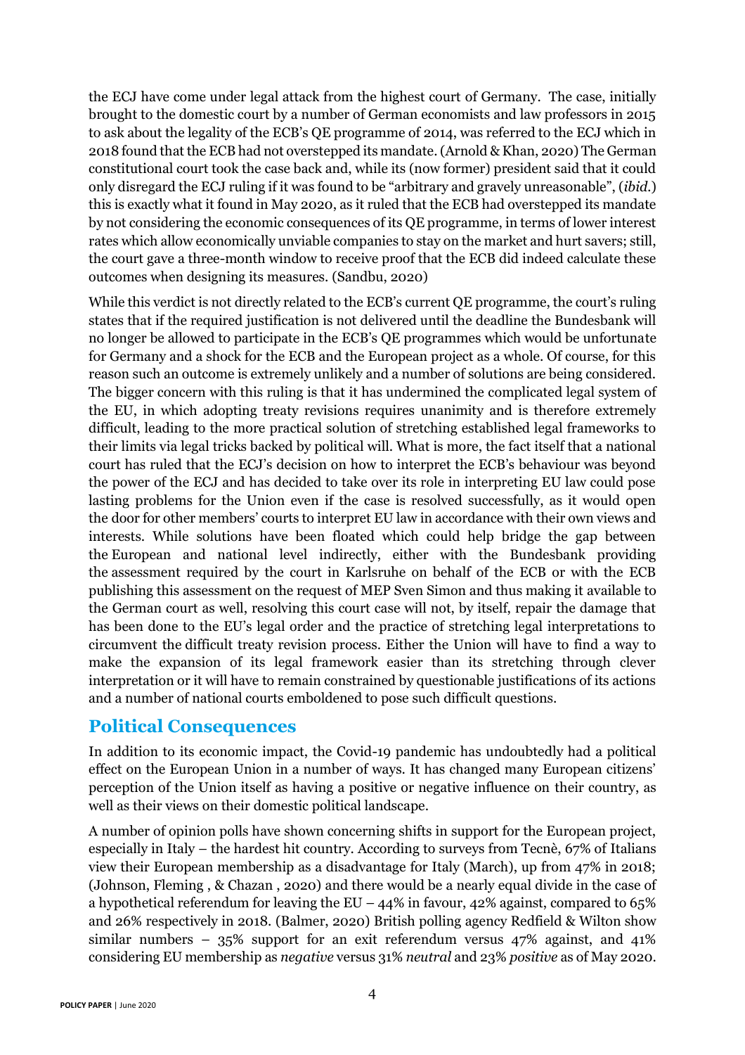the ECJ have come under legal attack from the highest court of Germany. The case, initially brought to the domestic court by a number of German economists and law professors in 2015 to ask about the legality of the ECB's QE programme of 2014, was referred to the ECJ which in 2018 found that the ECB had not overstepped its mandate. (Arnold & Khan, 2020) The German constitutional court took the case back and, while its (now former) president said that it could only disregard the ECJ ruling if it was found to be "arbitrary and gravely unreasonable", (*ibid.*) this is exactly what it found in May 2020, as it ruled that the ECB had overstepped its mandate by not considering the economic consequences of its QE programme, in terms of lower interest rates which allow economically unviable companies to stay on the market and hurt savers; still, the court gave a three-month window to receive proof that the ECB did indeed calculate these outcomes when designing its measures. (Sandbu, 2020)

While this verdict is not directly related to the ECB's current QE programme, the court's ruling states that if the required justification is not delivered until the deadline the Bundesbank will no longer be allowed to participate in the ECB's QE programmes which would be unfortunate for Germany and a shock for the ECB and the European project as a whole. Of course, for this reason such an outcome is extremely unlikely and a number of solutions are being considered. The bigger concern with this ruling is that it has undermined the complicated legal system of the EU, in which adopting treaty revisions requires unanimity and is therefore extremely difficult, leading to the more practical solution of stretching established legal frameworks to their limits via legal tricks backed by political will. What is more, the fact itself that a national court has ruled that the ECJ's decision on how to interpret the ECB's behaviour was beyond the power of the ECJ and has decided to take over its role in interpreting EU law could pose lasting problems for the Union even if the case is resolved successfully, as it would open the door for other members' courts to interpret EU law in accordance with their own views and interests. While solutions have been floated which could help bridge the gap between the European and national level indirectly, either with the Bundesbank providing the assessment required by the court in Karlsruhe on behalf of the ECB or with the ECB publishing this assessment on the request of MEP Sven Simon and thus making it available to the German court as well, resolving this court case will not, by itself, repair the damage that has been done to the EU's legal order and the practice of stretching legal interpretations to circumvent the difficult treaty revision process. Either the Union will have to find a way to make the expansion of its legal framework easier than its stretching through clever interpretation or it will have to remain constrained by questionable justifications of its actions and a number of national courts emboldened to pose such difficult questions.

## Political Consequences

In addition to its economic impact, the Covid-19 pandemic has undoubtedly had a political effect on the European Union in a number of ways. It has changed many European citizens' perception of the Union itself as having a positive or negative influence on their country, as well as their views on their domestic political landscape.

A number of opinion polls have shown concerning shifts in support for the European project, especially in Italy – the hardest hit country. According to surveys from Tecnè, 67% of Italians view their European membership as a disadvantage for Italy (March), up from 47% in 2018; (Johnson, Fleming , & Chazan , 2020) and there would be a nearly equal divide in the case of a hypothetical referendum for leaving the EU – 44% in favour, 42% against, compared to 65% and 26% respectively in 2018. (Balmer, 2020) British polling agency Redfield & Wilton show similar numbers – 35% support for an exit referendum versus 47% against, and 41% considering EU membership as *negative* versus 31% *neutral* and 23% *positive* as of May 2020.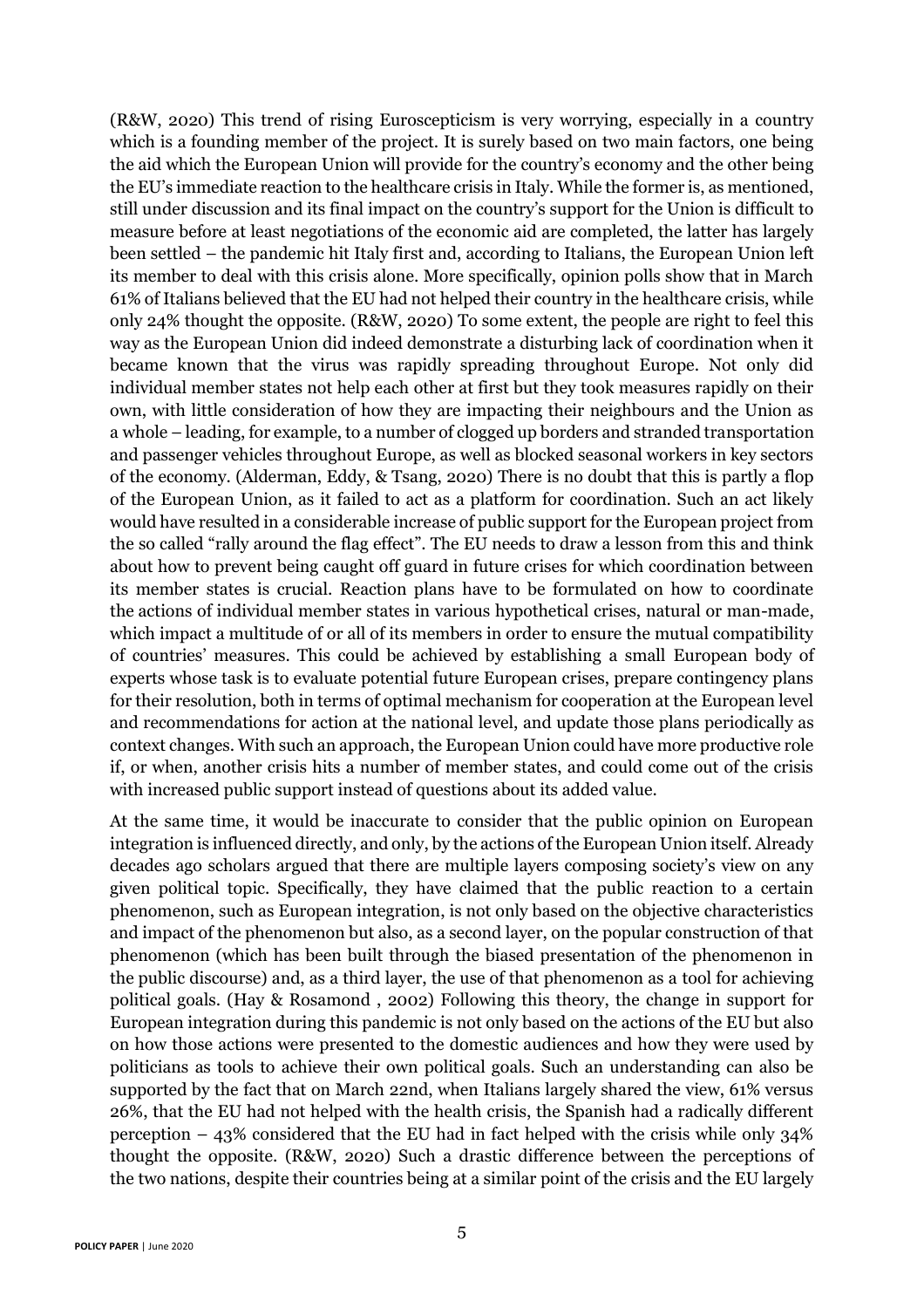(R&W, 2020) This trend of rising Euroscepticism is very worrying, especially in a country which is a founding member of the project. It is surely based on two main factors, one being the aid which the European Union will provide for the country's economy and the other being the EU's immediate reaction to the healthcare crisis in Italy. While the former is, as mentioned, still under discussion and its final impact on the country's support for the Union is difficult to measure before at least negotiations of the economic aid are completed, the latter has largely been settled – the pandemic hit Italy first and, according to Italians, the European Union left its member to deal with this crisis alone. More specifically, opinion polls show that in March 61% of Italians believed that the EU had not helped their country in the healthcare crisis, while only 24% thought the opposite. (R&W, 2020) To some extent, the people are right to feel this way as the European Union did indeed demonstrate a disturbing lack of coordination when it became known that the virus was rapidly spreading throughout Europe. Not only did individual member states not help each other at first but they took measures rapidly on their own, with little consideration of how they are impacting their neighbours and the Union as a whole – leading, for example, to a number of clogged up borders and stranded transportation and passenger vehicles throughout Europe, as well as blocked seasonal workers in key sectors of the economy. (Alderman, Eddy, & Tsang, 2020) There is no doubt that this is partly a flop of the European Union, as it failed to act as a platform for coordination. Such an act likely would have resulted in a considerable increase of public support for the European project from the so called "rally around the flag effect". The EU needs to draw a lesson from this and think about how to prevent being caught off guard in future crises for which coordination between its member states is crucial. Reaction plans have to be formulated on how to coordinate the actions of individual member states in various hypothetical crises, natural or man-made, which impact a multitude of or all of its members in order to ensure the mutual compatibility of countries' measures. This could be achieved by establishing a small European body of experts whose task is to evaluate potential future European crises, prepare contingency plans for their resolution, both in terms of optimal mechanism for cooperation at the European level and recommendations for action at the national level, and update those plans periodically as context changes. With such an approach, the European Union could have more productive role if, or when, another crisis hits a number of member states, and could come out of the crisis with increased public support instead of questions about its added value.

At the same time, it would be inaccurate to consider that the public opinion on European integration is influenced directly, and only, by the actions of the European Union itself. Already decades ago scholars argued that there are multiple layers composing society's view on any given political topic. Specifically, they have claimed that the public reaction to a certain phenomenon, such as European integration, is not only based on the objective characteristics and impact of the phenomenon but also, as a second layer, on the popular construction of that phenomenon (which has been built through the biased presentation of the phenomenon in the public discourse) and, as a third layer, the use of that phenomenon as a tool for achieving political goals. (Hay & Rosamond , 2002) Following this theory, the change in support for European integration during this pandemic is not only based on the actions of the EU but also on how those actions were presented to the domestic audiences and how they were used by politicians as tools to achieve their own political goals. Such an understanding can also be supported by the fact that on March 22nd, when Italians largely shared the view, 61% versus 26%, that the EU had not helped with the health crisis, the Spanish had a radically different perception – 43% considered that the EU had in fact helped with the crisis while only 34% thought the opposite. (R&W, 2020) Such a drastic difference between the perceptions of the two nations, despite their countries being at a similar point of the crisis and the EU largely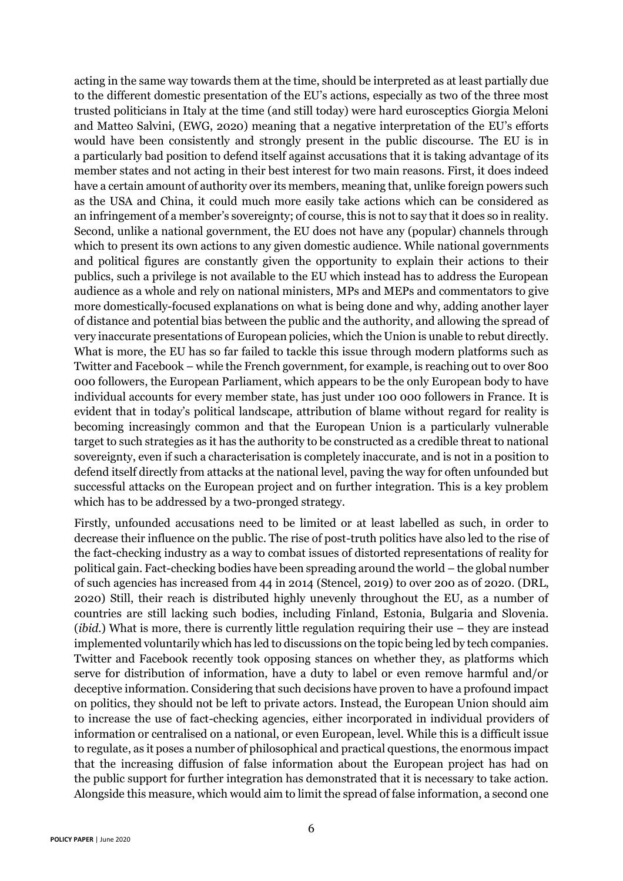acting in the same way towards them at the time, should be interpreted as at least partially due to the different domestic presentation of the EU's actions, especially as two of the three most trusted politicians in Italy at the time (and still today) were hard eurosceptics Giorgia Meloni and Matteo Salvini, (EWG, 2020) meaning that a negative interpretation of the EU's efforts would have been consistently and strongly present in the public discourse. The EU is in a particularly bad position to defend itself against accusations that it is taking advantage of its member states and not acting in their best interest for two main reasons. First, it does indeed have a certain amount of authority over its members, meaning that, unlike foreign powers such as the USA and China, it could much more easily take actions which can be considered as an infringement of a member's sovereignty; of course, this is not to say that it does so in reality. Second, unlike a national government, the EU does not have any (popular) channels through which to present its own actions to any given domestic audience. While national governments and political figures are constantly given the opportunity to explain their actions to their publics, such a privilege is not available to the EU which instead has to address the European audience as a whole and rely on national ministers, MPs and MEPs and commentators to give more domestically-focused explanations on what is being done and why, adding another layer of distance and potential bias between the public and the authority, and allowing the spread of very inaccurate presentations of European policies, which the Union is unable to rebut directly. What is more, the EU has so far failed to tackle this issue through modern platforms such as Twitter and Facebook – while the French government, for example, is reaching out to over 800 000 followers, the European Parliament, which appears to be the only European body to have individual accounts for every member state, has just under 100 000 followers in France. It is evident that in today's political landscape, attribution of blame without regard for reality is becoming increasingly common and that the European Union is a particularly vulnerable target to such strategies as it has the authority to be constructed as a credible threat to national sovereignty, even if such a characterisation is completely inaccurate, and is not in a position to defend itself directly from attacks at the national level, paving the way for often unfounded but successful attacks on the European project and on further integration. This is a key problem which has to be addressed by a two-pronged strategy.

Firstly, unfounded accusations need to be limited or at least labelled as such, in order to decrease their influence on the public. The rise of post-truth politics have also led to the rise of the fact-checking industry as a way to combat issues of distorted representations of reality for political gain. Fact-checking bodies have been spreading around the world – the global number of such agencies has increased from 44 in 2014 (Stencel, 2019) to over 200 as of 2020. (DRL, 2020) Still, their reach is distributed highly unevenly throughout the EU, as a number of countries are still lacking such bodies, including Finland, Estonia, Bulgaria and Slovenia. (*ibid.*) What is more, there is currently little regulation requiring their use – they are instead implemented voluntarily which has led to discussions on the topic being led by tech companies. Twitter and Facebook recently took opposing stances on whether they, as platforms which serve for distribution of information, have a duty to label or even remove harmful and/or deceptive information. Considering that such decisions have proven to have a profound impact on politics, they should not be left to private actors. Instead, the European Union should aim to increase the use of fact-checking agencies, either incorporated in individual providers of information or centralised on a national, or even European, level. While this is a difficult issue to regulate, as it poses a number of philosophical and practical questions, the enormous impact that the increasing diffusion of false information about the European project has had on the public support for further integration has demonstrated that it is necessary to take action. Alongside this measure, which would aim to limit the spread of false information, a second one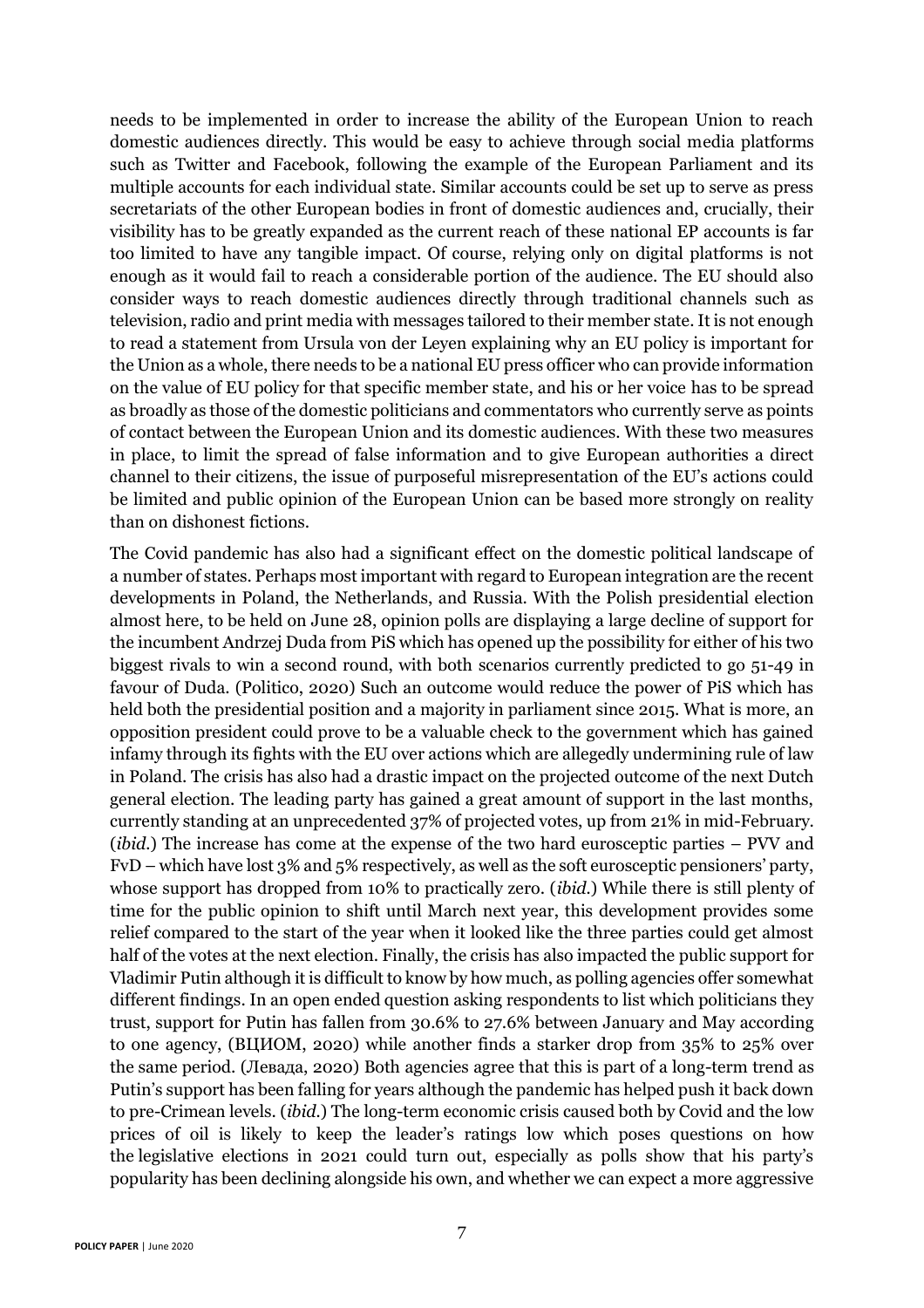needs to be implemented in order to increase the ability of the European Union to reach domestic audiences directly. This would be easy to achieve through social media platforms such as Twitter and Facebook, following the example of the European Parliament and its multiple accounts for each individual state. Similar accounts could be set up to serve as press secretariats of the other European bodies in front of domestic audiences and, crucially, their visibility has to be greatly expanded as the current reach of these national EP accounts is far too limited to have any tangible impact. Of course, relying only on digital platforms is not enough as it would fail to reach a considerable portion of the audience. The EU should also consider ways to reach domestic audiences directly through traditional channels such as television, radio and print media with messages tailored to their member state. It is not enough to read a statement from Ursula von der Leyen explaining why an EU policy is important for the Union as a whole, there needs to be a national EU press officer who can provide information on the value of EU policy for that specific member state, and his or her voice has to be spread as broadly as those of the domestic politicians and commentators who currently serve as points of contact between the European Union and its domestic audiences. With these two measures in place, to limit the spread of false information and to give European authorities a direct channel to their citizens, the issue of purposeful misrepresentation of the EU's actions could be limited and public opinion of the European Union can be based more strongly on reality than on dishonest fictions.

The Covid pandemic has also had a significant effect on the domestic political landscape of a number of states. Perhaps most important with regard to European integration are the recent developments in Poland, the Netherlands, and Russia. With the Polish presidential election almost here, to be held on June 28, opinion polls are displaying a large decline of support for the incumbent Andrzej Duda from PiS which has opened up the possibility for either of his two biggest rivals to win a second round, with both scenarios currently predicted to go 51-49 in favour of Duda. (Politico, 2020) Such an outcome would reduce the power of PiS which has held both the presidential position and a majority in parliament since 2015. What is more, an opposition president could prove to be a valuable check to the government which has gained infamy through its fights with the EU over actions which are allegedly undermining rule of law in Poland. The crisis has also had a drastic impact on the projected outcome of the next Dutch general election. The leading party has gained a great amount of support in the last months, currently standing at an unprecedented 37% of projected votes, up from 21% in mid-February. (*ibid.*) The increase has come at the expense of the two hard eurosceptic parties – PVV and FvD – which have lost 3% and 5% respectively, as well as the soft eurosceptic pensioners' party, whose support has dropped from 10% to practically zero. (*ibid.*) While there is still plenty of time for the public opinion to shift until March next year, this development provides some relief compared to the start of the year when it looked like the three parties could get almost half of the votes at the next election. Finally, the crisis has also impacted the public support for Vladimir Putin although it is difficult to know by how much, as polling agencies offer somewhat different findings. In an open ended question asking respondents to list which politicians they trust, support for Putin has fallen from 30.6% to 27.6% between January and May according to one agency, (ВЦИОМ, 2020) while another finds a starker drop from 35% to 25% over the same period. (Левада, 2020) Both agencies agree that this is part of a long-term trend as Putin's support has been falling for years although the pandemic has helped push it back down to pre-Crimean levels. (*ibid.*) The long-term economic crisis caused both by Covid and the low prices of oil is likely to keep the leader's ratings low which poses questions on how the legislative elections in 2021 could turn out, especially as polls show that his party's popularity has been declining alongside his own, and whether we can expect a more aggressive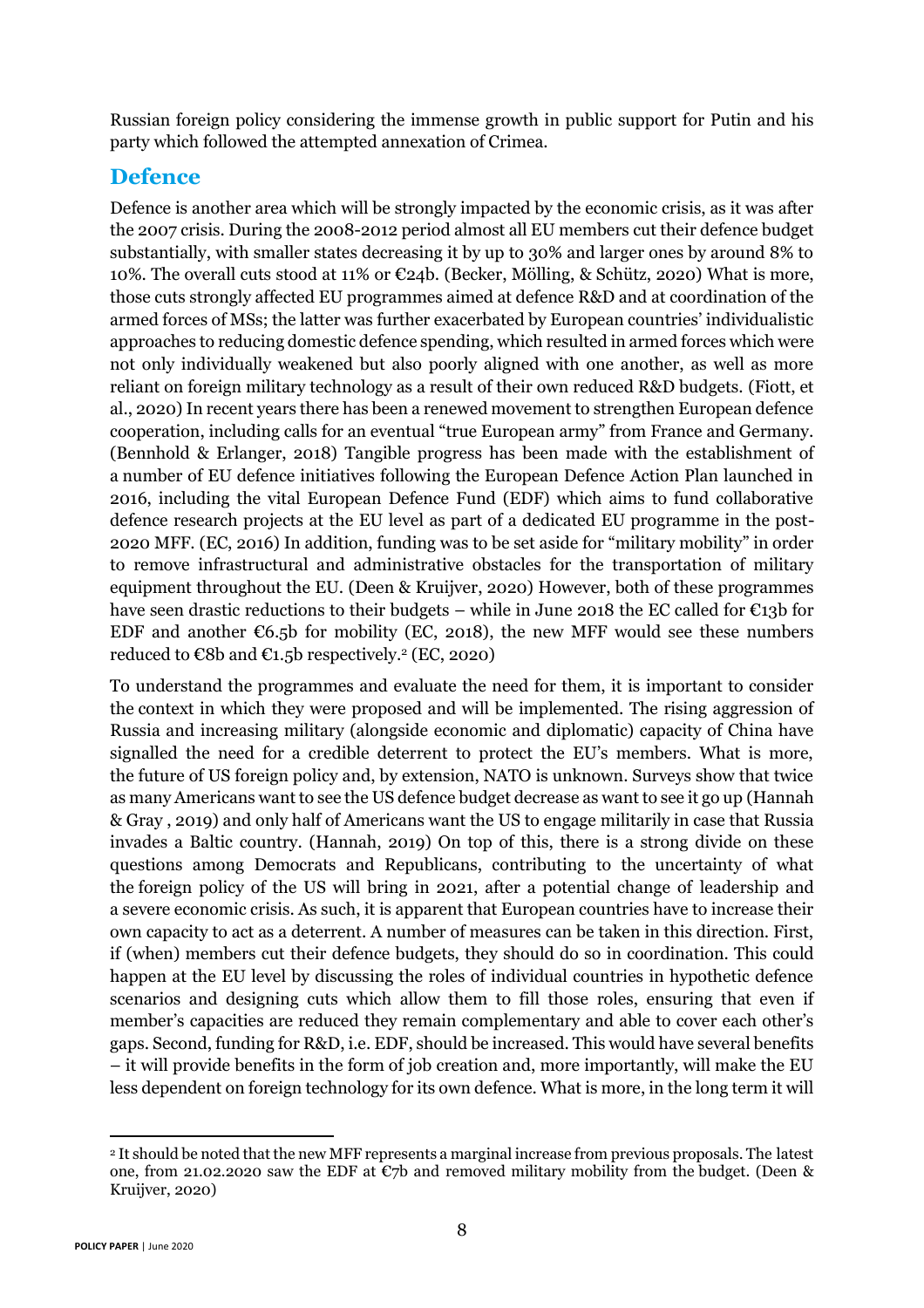Russian foreign policy considering the immense growth in public support for Putin and his party which followed the attempted annexation of Crimea.

## Defence

Defence is another area which will be strongly impacted by the economic crisis, as it was after the 2007 crisis. During the 2008-2012 period almost all EU members cut their defence budget substantially, with smaller states decreasing it by up to 30% and larger ones by around 8% to 10%. The overall cuts stood at 11% or €24b. (Becker, Mölling, & Schütz, 2020) What is more, those cuts strongly affected EU programmes aimed at defence R&D and at coordination of the armed forces of MSs; the latter was further exacerbated by European countries' individualistic approaches to reducing domestic defence spending, which resulted in armed forces which were not only individually weakened but also poorly aligned with one another, as well as more reliant on foreign military technology as a result of their own reduced R&D budgets. (Fiott, et al., 2020) In recent years there has been a renewed movement to strengthen European defence cooperation, including calls for an eventual "true European army" from France and Germany. (Bennhold & Erlanger, 2018) Tangible progress has been made with the establishment of a number of EU defence initiatives following the European Defence Action Plan launched in 2016, including the vital European Defence Fund (EDF) which aims to fund collaborative defence research projects at the EU level as part of a dedicated EU programme in the post-2020 MFF. (EC, 2016) In addition, funding was to be set aside for "military mobility" in order to remove infrastructural and administrative obstacles for the transportation of military equipment throughout the EU. (Deen & Kruijver, 2020) However, both of these programmes have seen drastic reductions to their budgets – while in June 2018 the EC called for €13b for EDF and another €6.5b for mobility (EC, 2018), the new MFF would see these numbers reduced to €8b and €1.5b respectively.[2] (EC, 2020)

To understand the programmes and evaluate the need for them, it is important to consider the context in which they were proposed and will be implemented. The rising aggression of Russia and increasing military (alongside economic and diplomatic) capacity of China have signalled the need for a credible deterrent to protect the EU's members. What is more, the future of US foreign policy and, by extension, NATO is unknown. Surveys show that twice as many Americans want to see the US defence budget decrease as want to see it go up (Hannah & Gray , 2019) and only half of Americans want the US to engage militarily in case that Russia invades a Baltic country. (Hannah, 2019) On top of this, there is a strong divide on these questions among Democrats and Republicans, contributing to the uncertainty of what the foreign policy of the US will bring in 2021, after a potential change of leadership and a severe economic crisis. As such, it is apparent that European countries have to increase their own capacity to act as a deterrent. A number of measures can be taken in this direction. First, if (when) members cut their defence budgets, they should do so in coordination. This could happen at the EU level by discussing the roles of individual countries in hypothetic defence scenarios and designing cuts which allow them to fill those roles, ensuring that even if member's capacities are reduced they remain complementary and able to cover each other's gaps. Second, funding for R&D, i.e. EDF, should be increased. This would have several benefits – it will provide benefits in the form of job creation and, more importantly, will make the EU less dependent on foreign technology for its own defence. What is more, in the long term it will

[2] It should be noted that the new MFF represents a marginal increase from previous proposals. The latest one, from 21.02.2020 saw the EDF at €7b and removed military mobility from the budget. (Deen & Kruijver, 2020)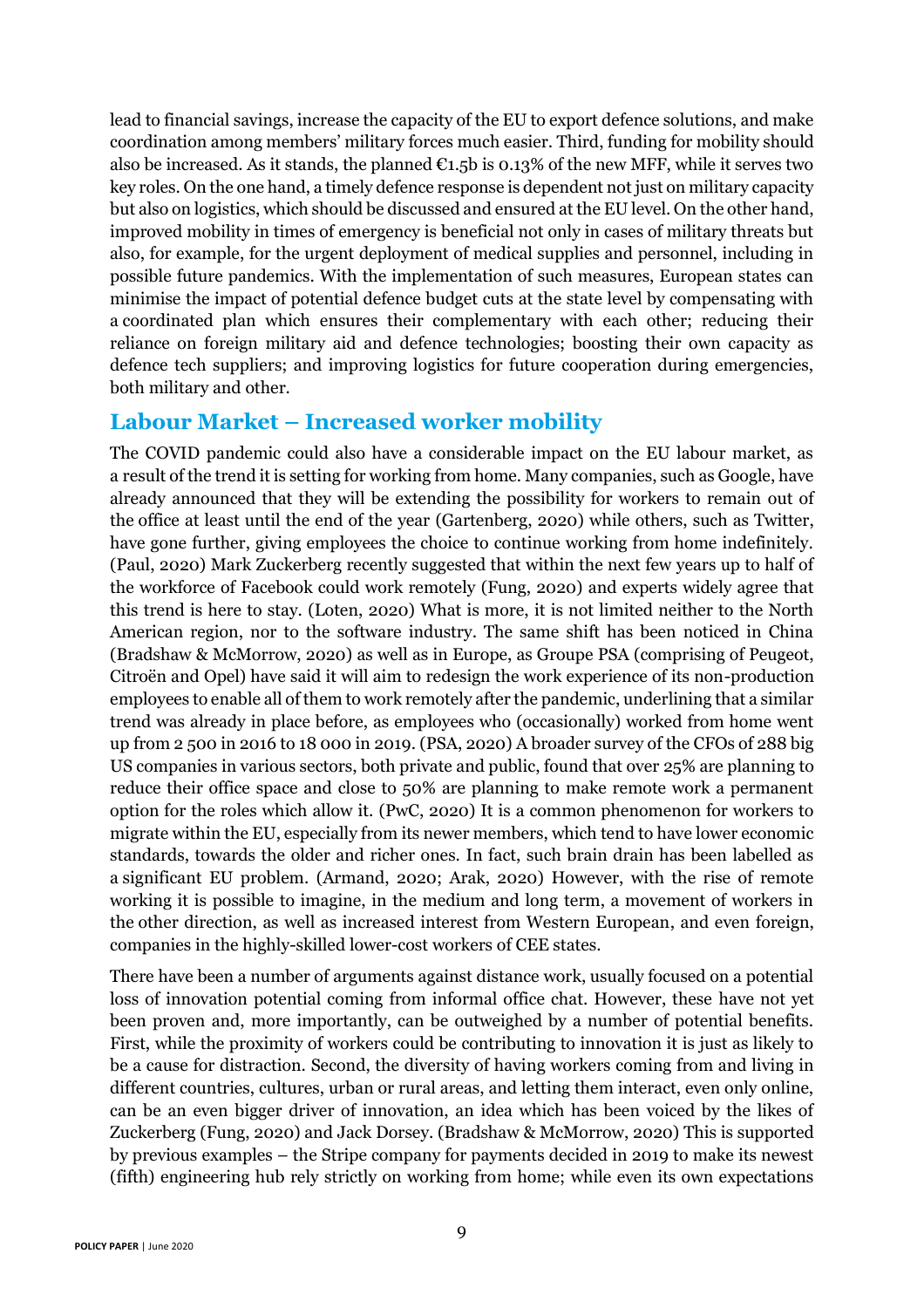lead to financial savings, increase the capacity of the EU to export defence solutions, and make coordination among members' military forces much easier. Third, funding for mobility should also be increased. As it stands, the planned €1.5b is 0.13% of the new MFF, while it serves two key roles. On the one hand, a timely defence response is dependent not just on military capacity but also on logistics, which should be discussed and ensured at the EU level. On the other hand, improved mobility in times of emergency is beneficial not only in cases of military threats but also, for example, for the urgent deployment of medical supplies and personnel, including in possible future pandemics. With the implementation of such measures, European states can minimise the impact of potential defence budget cuts at the state level by compensating with a coordinated plan which ensures their complementary with each other; reducing their reliance on foreign military aid and defence technologies; boosting their own capacity as defence tech suppliers; and improving logistics for future cooperation during emergencies, both military and other.

## Labour Market – Increased worker mobility

The COVID pandemic could also have a considerable impact on the EU labour market, as a result of the trend it is setting for working from home. Many companies, such as Google, have already announced that they will be extending the possibility for workers to remain out of the office at least until the end of the year (Gartenberg, 2020) while others, such as Twitter, have gone further, giving employees the choice to continue working from home indefinitely. (Paul, 2020) Mark Zuckerberg recently suggested that within the next few years up to half of the workforce of Facebook could work remotely (Fung, 2020) and experts widely agree that this trend is here to stay. (Loten, 2020) What is more, it is not limited neither to the North American region, nor to the software industry. The same shift has been noticed in China (Bradshaw & McMorrow, 2020) as well as in Europe, as Groupe PSA (comprising of Peugeot, Citroën and Opel) have said it will aim to redesign the work experience of its non-production employees to enable all of them to work remotely after the pandemic, underlining that a similar trend was already in place before, as employees who (occasionally) worked from home went up from 2 500 in 2016 to 18 000 in 2019. (PSA, 2020) A broader survey of the CFOs of 288 big US companies in various sectors, both private and public, found that over 25% are planning to reduce their office space and close to 50% are planning to make remote work a permanent option for the roles which allow it. (PwC, 2020) It is a common phenomenon for workers to migrate within the EU, especially from its newer members, which tend to have lower economic standards, towards the older and richer ones. In fact, such brain drain has been labelled as a significant EU problem. (Armand, 2020; Arak, 2020) However, with the rise of remote working it is possible to imagine, in the medium and long term, a movement of workers in the other direction, as well as increased interest from Western European, and even foreign, companies in the highly-skilled lower-cost workers of CEE states.

There have been a number of arguments against distance work, usually focused on a potential loss of innovation potential coming from informal office chat. However, these have not yet been proven and, more importantly, can be outweighed by a number of potential benefits. First, while the proximity of workers could be contributing to innovation it is just as likely to be a cause for distraction. Second, the diversity of having workers coming from and living in different countries, cultures, urban or rural areas, and letting them interact, even only online, can be an even bigger driver of innovation, an idea which has been voiced by the likes of Zuckerberg (Fung, 2020) and Jack Dorsey. (Bradshaw & McMorrow, 2020) This is supported by previous examples – the Stripe company for payments decided in 2019 to make its newest (fifth) engineering hub rely strictly on working from home; while even its own expectations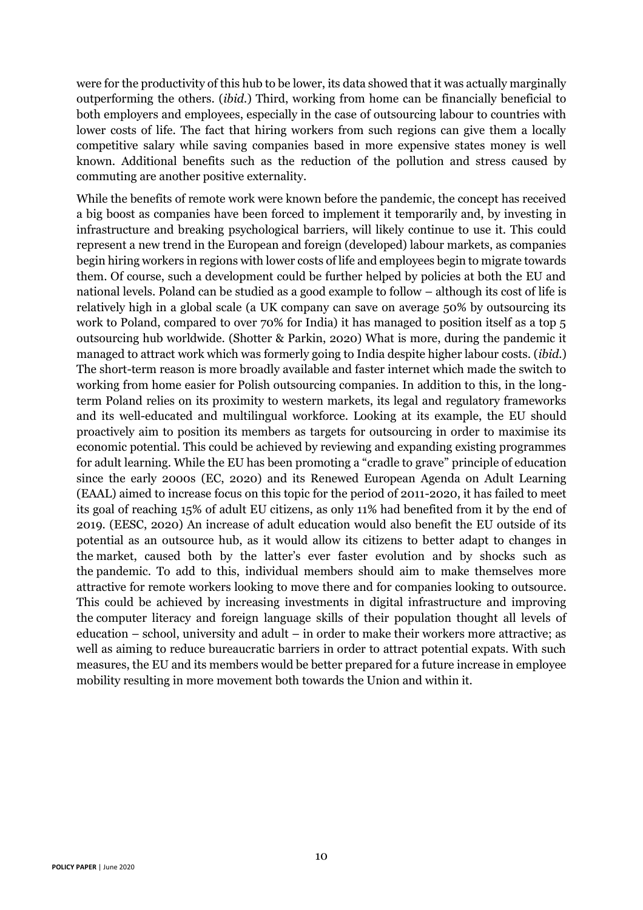were for the productivity of this hub to be lower, its data showed that it was actually marginally outperforming the others. (*ibid.*) Third, working from home can be financially beneficial to both employers and employees, especially in the case of outsourcing labour to countries with lower costs of life. The fact that hiring workers from such regions can give them a locally competitive salary while saving companies based in more expensive states money is well known. Additional benefits such as the reduction of the pollution and stress caused by commuting are another positive externality.

While the benefits of remote work were known before the pandemic, the concept has received a big boost as companies have been forced to implement it temporarily and, by investing in infrastructure and breaking psychological barriers, will likely continue to use it. This could represent a new trend in the European and foreign (developed) labour markets, as companies begin hiring workers in regions with lower costs of life and employees begin to migrate towards them. Of course, such a development could be further helped by policies at both the EU and national levels. Poland can be studied as a good example to follow – although its cost of life is relatively high in a global scale (a UK company can save on average 50% by outsourcing its work to Poland, compared to over 70% for India) it has managed to position itself as a top 5 outsourcing hub worldwide. (Shotter & Parkin, 2020) What is more, during the pandemic it managed to attract work which was formerly going to India despite higher labour costs. (*ibid.*) The short-term reason is more broadly available and faster internet which made the switch to working from home easier for Polish outsourcing companies. In addition to this, in the long-term Poland relies on its proximity to western markets, its legal and regulatory frameworks and its well-educated and multilingual workforce. Looking at its example, the EU should proactively aim to position its members as targets for outsourcing in order to maximise its economic potential. This could be achieved by reviewing and expanding existing programmes for adult learning. While the EU has been promoting a "cradle to grave" principle of education since the early 2000s (EC, 2020) and its Renewed European Agenda on Adult Learning (EAAL) aimed to increase focus on this topic for the period of 2011-2020, it has failed to meet its goal of reaching 15% of adult EU citizens, as only 11% had benefited from it by the end of 2019. (EESC, 2020) An increase of adult education would also benefit the EU outside of its potential as an outsource hub, as it would allow its citizens to better adapt to changes in the market, caused both by the latter's ever faster evolution and by shocks such as the pandemic. To add to this, individual members should aim to make themselves more attractive for remote workers looking to move there and for companies looking to outsource. This could be achieved by increasing investments in digital infrastructure and improving the computer literacy and foreign language skills of their population thought all levels of education – school, university and adult – in order to make their workers more attractive; as well as aiming to reduce bureaucratic barriers in order to attract potential expats. With such measures, the EU and its members would be better prepared for a future increase in employee mobility resulting in more movement both towards the Union and within it.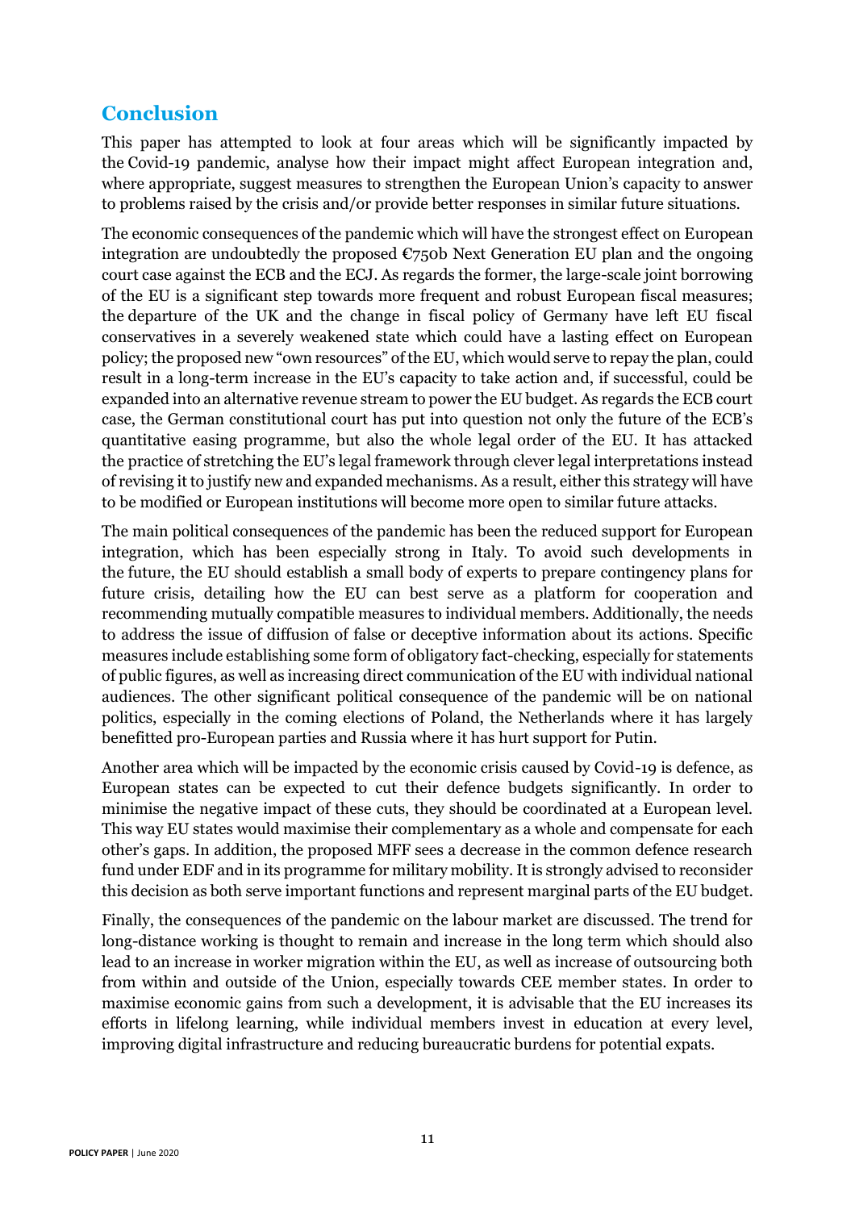## Conclusion

This paper has attempted to look at four areas which will be significantly impacted by the Covid-19 pandemic, analyse how their impact might affect European integration and, where appropriate, suggest measures to strengthen the European Union's capacity to answer to problems raised by the crisis and/or provide better responses in similar future situations.

The economic consequences of the pandemic which will have the strongest effect on European integration are undoubtedly the proposed €750b Next Generation EU plan and the ongoing court case against the ECB and the ECJ. As regards the former, the large-scale joint borrowing of the EU is a significant step towards more frequent and robust European fiscal measures; the departure of the UK and the change in fiscal policy of Germany have left EU fiscal conservatives in a severely weakened state which could have a lasting effect on European policy; the proposed new "own resources" of the EU, which would serve to repay the plan, could result in a long-term increase in the EU's capacity to take action and, if successful, could be expanded into an alternative revenue stream to power the EU budget. As regards the ECB court case, the German constitutional court has put into question not only the future of the ECB's quantitative easing programme, but also the whole legal order of the EU. It has attacked the practice of stretching the EU's legal framework through clever legal interpretations instead of revising it to justify new and expanded mechanisms. As a result, either this strategy will have to be modified or European institutions will become more open to similar future attacks.

The main political consequences of the pandemic has been the reduced support for European integration, which has been especially strong in Italy. To avoid such developments in the future, the EU should establish a small body of experts to prepare contingency plans for future crisis, detailing how the EU can best serve as a platform for cooperation and recommending mutually compatible measures to individual members. Additionally, the needs to address the issue of diffusion of false or deceptive information about its actions. Specific measures include establishing some form of obligatory fact-checking, especially for statements of public figures, as well as increasing direct communication of the EU with individual national audiences. The other significant political consequence of the pandemic will be on national politics, especially in the coming elections of Poland, the Netherlands where it has largely benefitted pro-European parties and Russia where it has hurt support for Putin.

Another area which will be impacted by the economic crisis caused by Covid-19 is defence, as European states can be expected to cut their defence budgets significantly. In order to minimise the negative impact of these cuts, they should be coordinated at a European level. This way EU states would maximise their complementary as a whole and compensate for each other's gaps. In addition, the proposed MFF sees a decrease in the common defence research fund under EDF and in its programme for military mobility. It is strongly advised to reconsider this decision as both serve important functions and represent marginal parts of the EU budget.

Finally, the consequences of the pandemic on the labour market are discussed. The trend for long-distance working is thought to remain and increase in the long term which should also lead to an increase in worker migration within the EU, as well as increase of outsourcing both from within and outside of the Union, especially towards CEE member states. In order to maximise economic gains from such a development, it is advisable that the EU increases its efforts in lifelong learning, while individual members invest in education at every level, improving digital infrastructure and reducing bureaucratic burdens for potential expats.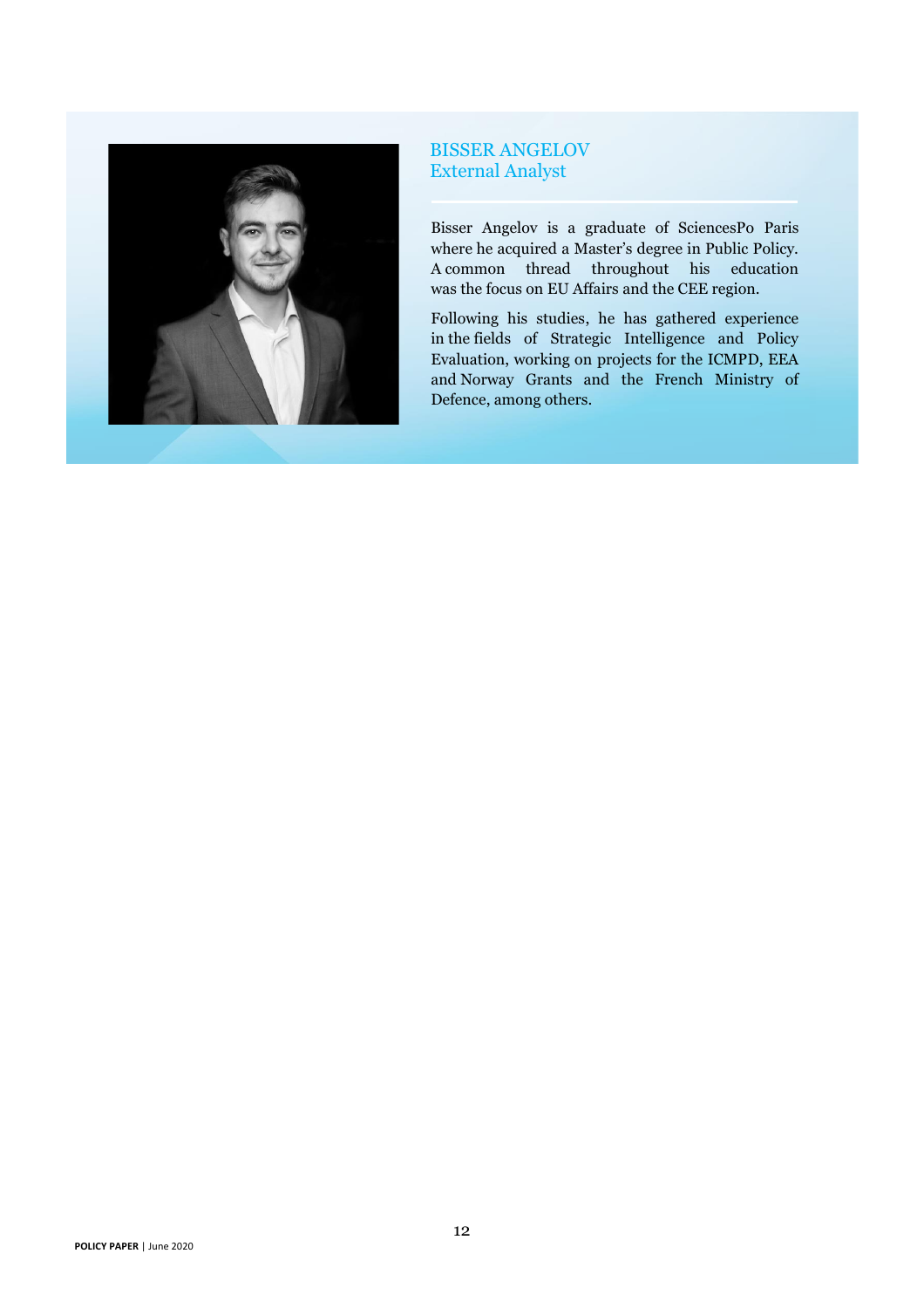## BISSER ANGELOV
External Analyst

Bisser Angelov is a graduate of SciencesPo Paris where he acquired a Master's degree in Public Policy. A common thread throughout his education was the focus on EU Affairs and the CEE region.

Following his studies, he has gathered experience in the fields of Strategic Intelligence and Policy Evaluation, working on projects for the ICMPD, EEA and Norway Grants and the French Ministry of Defence, among others.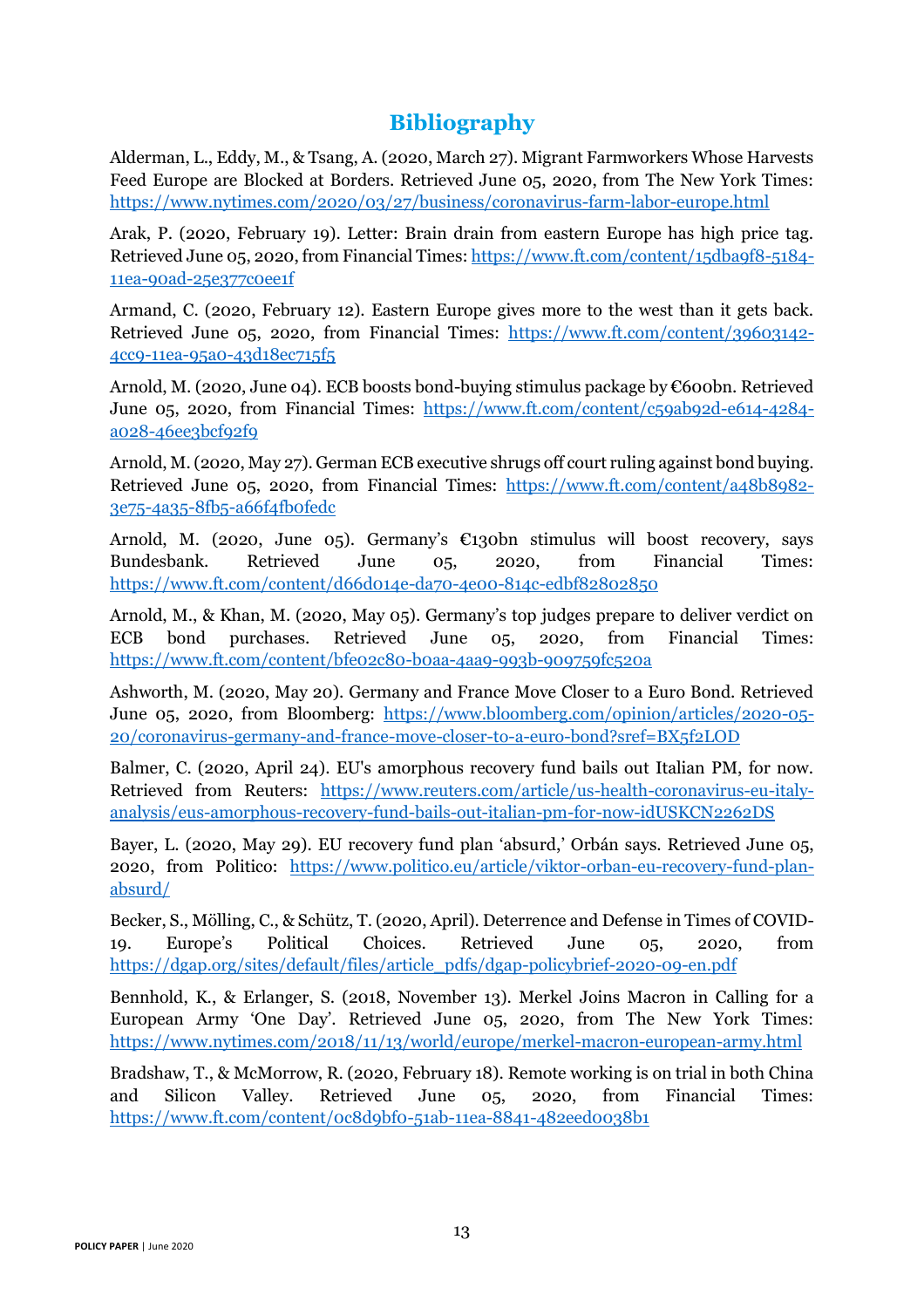## Bibliography

Alderman, L., Eddy, M., & Tsang, A. (2020, March 27). Migrant Farmworkers Whose Harvests Feed Europe are Blocked at Borders. Retrieved June 05, 2020, from The New York Times: https://www.nytimes.com/2020/03/27/business/coronavirus-farm-labor-europe.html

Arak, P. (2020, February 19). Letter: Brain drain from eastern Europe has high price tag. Retrieved June 05, 2020, from Financial Times: https://www.ft.com/content/15dba9f8-5184-11ea-90ad-25e377c0ee1f

Armand, C. (2020, February 12). Eastern Europe gives more to the west than it gets back. Retrieved June 05, 2020, from Financial Times: https://www.ft.com/content/39603142-4cc9-11ea-95a0-43d18ec715f5

Arnold, M. (2020, June 04). ECB boosts bond-buying stimulus package by €600bn. Retrieved June 05, 2020, from Financial Times: https://www.ft.com/content/c59ab92d-e614-4284-a028-46ee3bcf92f9

Arnold, M. (2020, May 27). German ECB executive shrugs off court ruling against bond buying. Retrieved June 05, 2020, from Financial Times: https://www.ft.com/content/a48b8982-3e75-4a35-8fb5-a66f4fb0fedc

Arnold, M. (2020, June 05). Germany's €130bn stimulus will boost recovery, says Bundesbank. Retrieved June 05, 2020, from Financial Times: https://www.ft.com/content/d66d014e-da70-4e00-814c-edbf82802850

Arnold, M., & Khan, M. (2020, May 05). Germany's top judges prepare to deliver verdict on ECB bond purchases. Retrieved June 05, 2020, from Financial Times: https://www.ft.com/content/bfe02c80-b0aa-4aa9-993b-909759fc520a

Ashworth, M. (2020, May 20). Germany and France Move Closer to a Euro Bond. Retrieved June 05, 2020, from Bloomberg: https://www.bloomberg.com/opinion/articles/2020-05-20/coronavirus-germany-and-france-move-closer-to-a-euro-bond?sref=BX5f2LOD

Balmer, C. (2020, April 24). EU's amorphous recovery fund bails out Italian PM, for now. Retrieved from Reuters: https://www.reuters.com/article/us-health-coronavirus-eu-italy-analysis/eus-amorphous-recovery-fund-bails-out-italian-pm-for-now-idUSKCN2262DS

Bayer, L. (2020, May 29). EU recovery fund plan 'absurd,' Orbán says. Retrieved June 05, 2020, from Politico: https://www.politico.eu/article/viktor-orban-eu-recovery-fund-plan-absurd/

Becker, S., Mölling, C., & Schütz, T. (2020, April). Deterrence and Defense in Times of COVID-19. Europe's Political Choices. Retrieved June 05, 2020, from https://dgap.org/sites/default/files/article_pdfs/dgap-policybrief-2020-09-en.pdf

Bennhold, K., & Erlanger, S. (2018, November 13). Merkel Joins Macron in Calling for a European Army 'One Day'. Retrieved June 05, 2020, from The New York Times: https://www.nytimes.com/2018/11/13/world/europe/merkel-macron-european-army.html

Bradshaw, T., & McMorrow, R. (2020, February 18). Remote working is on trial in both China and Silicon Valley. Retrieved June 05, 2020, from Financial Times: https://www.ft.com/content/0c8d9bf0-51ab-11ea-8841-482eed0038b1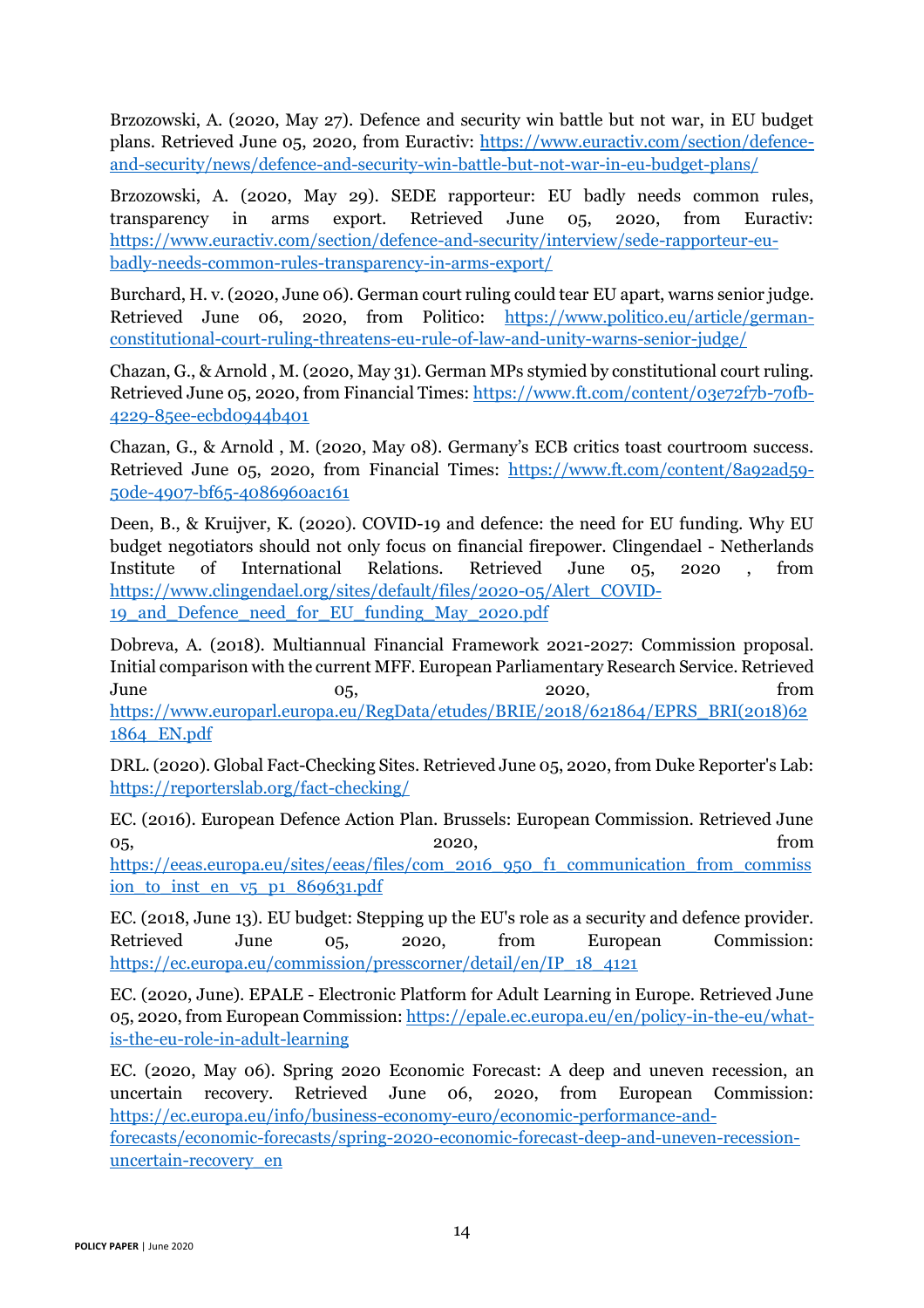Brzozowski, A. (2020, May 27). Defence and security win battle but not war, in EU budget plans. Retrieved June 05, 2020, from Euractiv: https://www.euractiv.com/section/defence-and-security/news/defence-and-security-win-battle-but-not-war-in-eu-budget-plans/

Brzozowski, A. (2020, May 29). SEDE rapporteur: EU badly needs common rules, transparency in arms export. Retrieved June 05, 2020, from Euractiv: https://www.euractiv.com/section/defence-and-security/interview/sede-rapporteur-eu-badly-needs-common-rules-transparency-in-arms-export/

Burchard, H. v. (2020, June 06). German court ruling could tear EU apart, warns senior judge. Retrieved June 06, 2020, from Politico: https://www.politico.eu/article/german-constitutional-court-ruling-threatens-eu-rule-of-law-and-unity-warns-senior-judge/

Chazan, G., & Arnold , M. (2020, May 31). German MPs stymied by constitutional court ruling. Retrieved June 05, 2020, from Financial Times: https://www.ft.com/content/03e72f7b-70fb-4229-85ee-ecbd0944b401

Chazan, G., & Arnold , M. (2020, May 08). Germany's ECB critics toast courtroom success. Retrieved June 05, 2020, from Financial Times: https://www.ft.com/content/8a92ad59-50de-4907-bf65-4086960ac161

Deen, B., & Kruijver, K. (2020). COVID-19 and defence: the need for EU funding. Why EU budget negotiators should not only focus on financial firepower. Clingendael - Netherlands Institute of International Relations. Retrieved June 05, 2020 , from https://www.clingendael.org/sites/default/files/2020-05/Alert_COVID-19_and_Defence_need_for_EU_funding_May_2020.pdf

Dobreva, A. (2018). Multiannual Financial Framework 2021-2027: Commission proposal. Initial comparison with the current MFF. European Parliamentary Research Service. Retrieved June 05, 2020, from https://www.europarl.europa.eu/RegData/etudes/BRIE/2018/621864/EPRS_BRI(2018)621864_EN.pdf

DRL. (2020). Global Fact-Checking Sites. Retrieved June 05, 2020, from Duke Reporter's Lab: https://reporterslab.org/fact-checking/

EC. (2016). European Defence Action Plan. Brussels: European Commission. Retrieved June 05, 2020, from https://eeas.europa.eu/sites/eeas/files/com_2016_950_f1_communication_from_commission_to_inst_en_v5_p1_869631.pdf

EC. (2018, June 13). EU budget: Stepping up the EU's role as a security and defence provider. Retrieved June 05, 2020, from European Commission: https://ec.europa.eu/commission/presscorner/detail/en/IP_18_4121

EC. (2020, June). EPALE - Electronic Platform for Adult Learning in Europe. Retrieved June 05, 2020, from European Commission: https://epale.ec.europa.eu/en/policy-in-the-eu/what-is-the-eu-role-in-adult-learning

EC. (2020, May 06). Spring 2020 Economic Forecast: A deep and uneven recession, an uncertain recovery. Retrieved June 06, 2020, from European Commission: https://ec.europa.eu/info/business-economy-euro/economic-performance-and-forecasts/economic-forecasts/spring-2020-economic-forecast-deep-and-uneven-recession-uncertain-recovery_en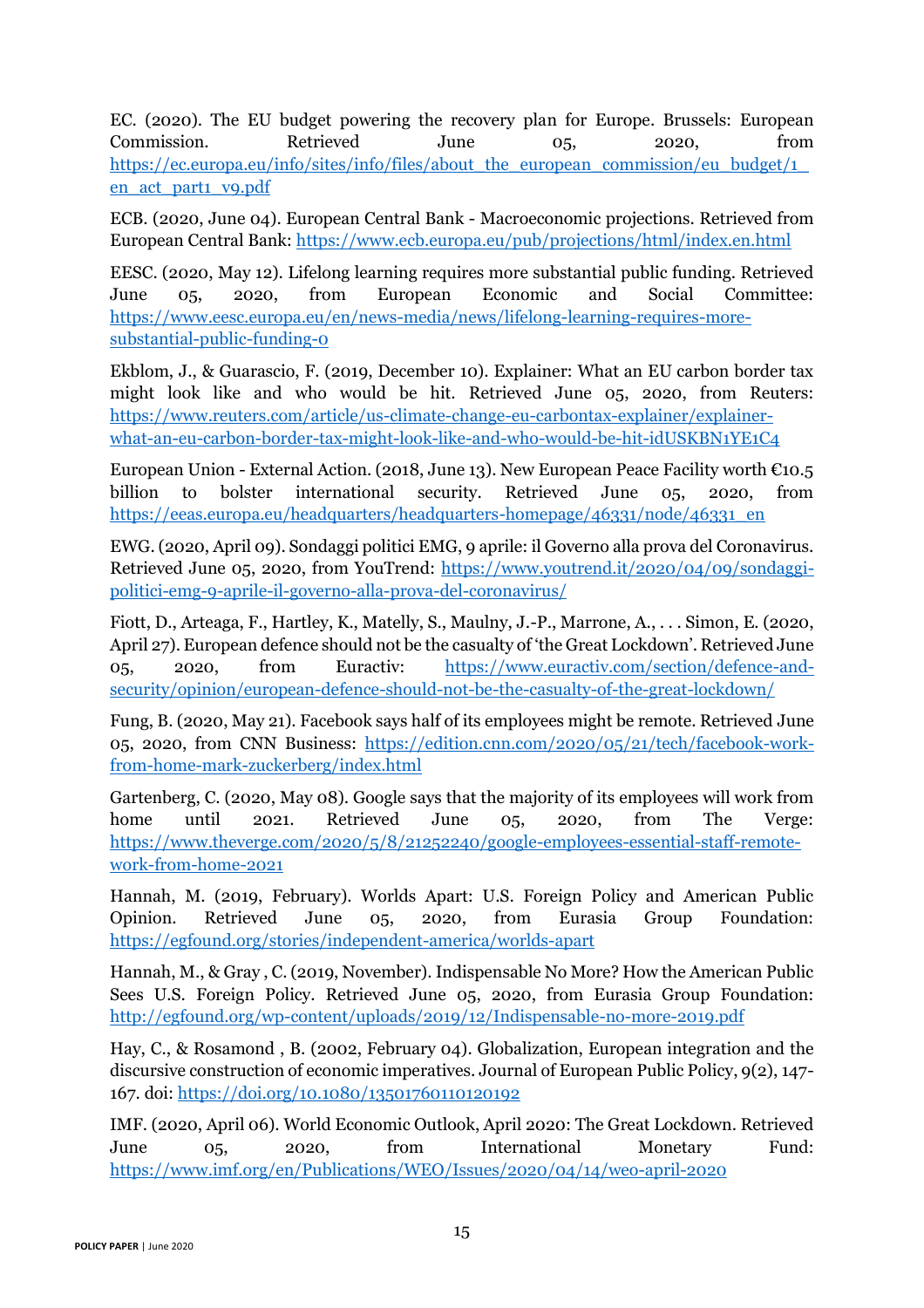EC. (2020). The EU budget powering the recovery plan for Europe. Brussels: European Commission. Retrieved June 05, 2020, from https://ec.europa.eu/info/sites/info/files/about_the_european_commission/eu_budget/1_en_act_part1_v9.pdf

ECB. (2020, June 04). European Central Bank - Macroeconomic projections. Retrieved from European Central Bank: https://www.ecb.europa.eu/pub/projections/html/index.en.html

EESC. (2020, May 12). Lifelong learning requires more substantial public funding. Retrieved June 05, 2020, from European Economic and Social Committee: https://www.eesc.europa.eu/en/news-media/news/lifelong-learning-requires-more-substantial-public-funding-0

Ekblom, J., & Guarascio, F. (2019, December 10). Explainer: What an EU carbon border tax might look like and who would be hit. Retrieved June 05, 2020, from Reuters: https://www.reuters.com/article/us-climate-change-eu-carbontax-explainer/explainer-what-an-eu-carbon-border-tax-might-look-like-and-who-would-be-hit-idUSKBN1YE1C4

European Union - External Action. (2018, June 13). New European Peace Facility worth €10.5 billion to bolster international security. Retrieved June 05, 2020, from https://eeas.europa.eu/headquarters/headquarters-homepage/46331/node/46331_en

EWG. (2020, April 09). Sondaggi politici EMG, 9 aprile: il Governo alla prova del Coronavirus. Retrieved June 05, 2020, from YouTrend: https://www.youtrend.it/2020/04/09/sondaggi-politici-emg-9-aprile-il-governo-alla-prova-del-coronavirus/

Fiott, D., Arteaga, F., Hartley, K., Matelly, S., Maulny, J.-P., Marrone, A., . . . Simon, E. (2020, April 27). European defence should not be the casualty of 'the Great Lockdown'. Retrieved June 05, 2020, from Euractiv: https://www.euractiv.com/section/defence-and-security/opinion/european-defence-should-not-be-the-casualty-of-the-great-lockdown/

Fung, B. (2020, May 21). Facebook says half of its employees might be remote. Retrieved June 05, 2020, from CNN Business: https://edition.cnn.com/2020/05/21/tech/facebook-work-from-home-mark-zuckerberg/index.html

Gartenberg, C. (2020, May 08). Google says that the majority of its employees will work from home until 2021. Retrieved June 05, 2020, from The Verge: https://www.theverge.com/2020/5/8/21252240/google-employees-essential-staff-remote-work-from-home-2021

Hannah, M. (2019, February). Worlds Apart: U.S. Foreign Policy and American Public Opinion. Retrieved June 05, 2020, from Eurasia Group Foundation: https://egfound.org/stories/independent-america/worlds-apart

Hannah, M., & Gray , C. (2019, November). Indispensable No More? How the American Public Sees U.S. Foreign Policy. Retrieved June 05, 2020, from Eurasia Group Foundation: http://egfound.org/wp-content/uploads/2019/12/Indispensable-no-more-2019.pdf

Hay, C., & Rosamond , B. (2002, February 04). Globalization, European integration and the discursive construction of economic imperatives. Journal of European Public Policy, 9(2), 147-167. doi: https://doi.org/10.1080/13501760110120192

IMF. (2020, April 06). World Economic Outlook, April 2020: The Great Lockdown. Retrieved June 05, 2020, from International Monetary Fund: https://www.imf.org/en/Publications/WEO/Issues/2020/04/14/weo-april-2020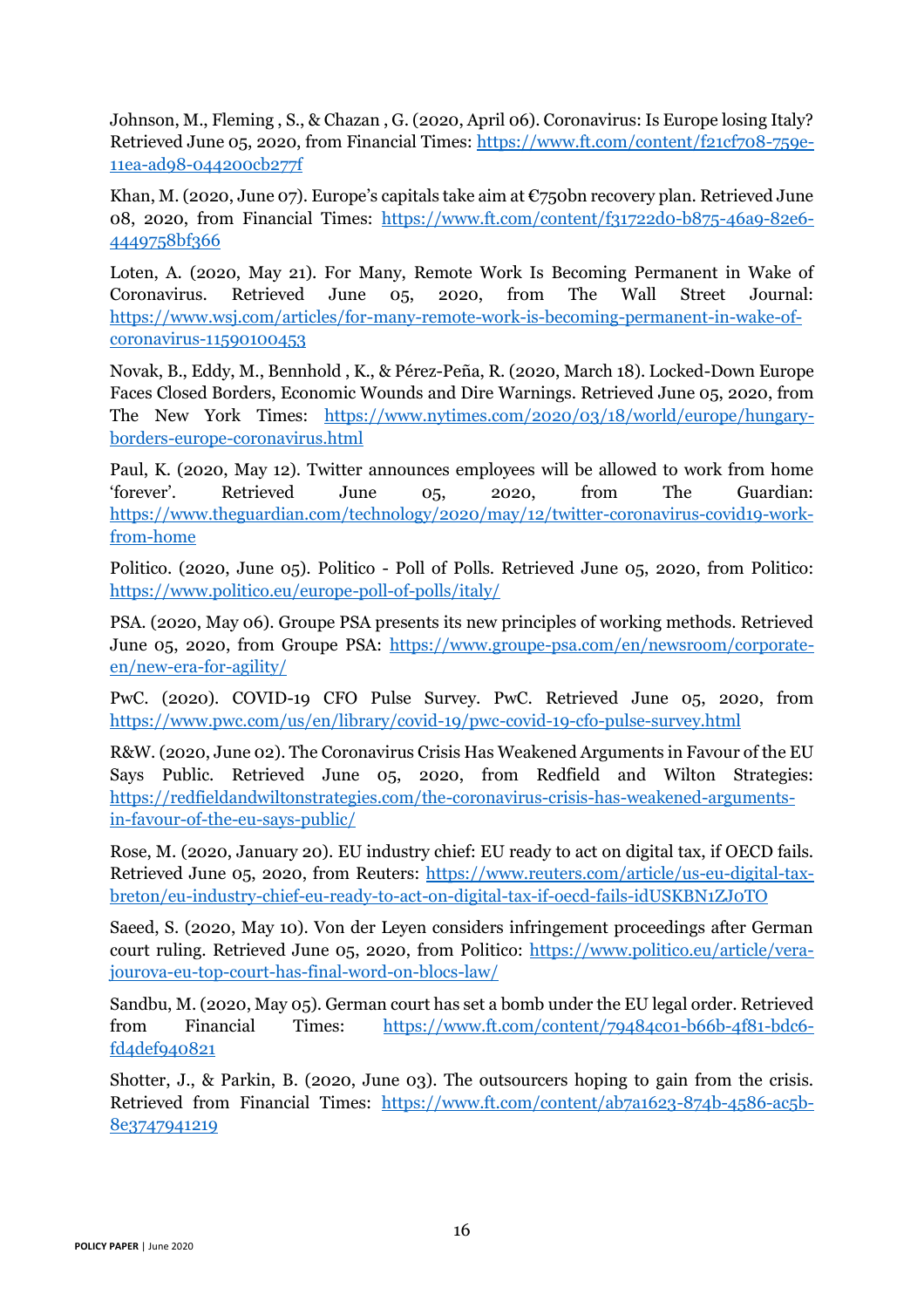Johnson, M., Fleming , S., & Chazan , G. (2020, April 06). Coronavirus: Is Europe losing Italy? Retrieved June 05, 2020, from Financial Times: https://www.ft.com/content/f21cf708-759e-11ea-ad98-044200cb277f

Khan, M. (2020, June 07). Europe's capitals take aim at €750bn recovery plan. Retrieved June 08, 2020, from Financial Times: https://www.ft.com/content/f31722d0-b875-46a9-82e6-4449758bf366

Loten, A. (2020, May 21). For Many, Remote Work Is Becoming Permanent in Wake of Coronavirus. Retrieved June 05, 2020, from The Wall Street Journal: https://www.wsj.com/articles/for-many-remote-work-is-becoming-permanent-in-wake-of-coronavirus-11590100453

Novak, B., Eddy, M., Bennhold , K., & Pérez-Peña, R. (2020, March 18). Locked-Down Europe Faces Closed Borders, Economic Wounds and Dire Warnings. Retrieved June 05, 2020, from The New York Times: https://www.nytimes.com/2020/03/18/world/europe/hungary-borders-europe-coronavirus.html

Paul, K. (2020, May 12). Twitter announces employees will be allowed to work from home 'forever'. Retrieved June 05, 2020, from The Guardian: https://www.theguardian.com/technology/2020/may/12/twitter-coronavirus-covid19-work-from-home

Politico. (2020, June 05). Politico - Poll of Polls. Retrieved June 05, 2020, from Politico: https://www.politico.eu/europe-poll-of-polls/italy/

PSA. (2020, May 06). Groupe PSA presents its new principles of working methods. Retrieved June 05, 2020, from Groupe PSA: https://www.groupe-psa.com/en/newsroom/corporate-en/new-era-for-agility/

PwC. (2020). COVID-19 CFO Pulse Survey. PwC. Retrieved June 05, 2020, from https://www.pwc.com/us/en/library/covid-19/pwc-covid-19-cfo-pulse-survey.html

R&W. (2020, June 02). The Coronavirus Crisis Has Weakened Arguments in Favour of the EU Says Public. Retrieved June 05, 2020, from Redfield and Wilton Strategies: https://redfieldandwiltonstrategies.com/the-coronavirus-crisis-has-weakened-arguments-in-favour-of-the-eu-says-public/

Rose, M. (2020, January 20). EU industry chief: EU ready to act on digital tax, if OECD fails. Retrieved June 05, 2020, from Reuters: https://www.reuters.com/article/us-eu-digital-tax-breton/eu-industry-chief-eu-ready-to-act-on-digital-tax-if-oecd-fails-idUSKBN1ZJ0TO

Saeed, S. (2020, May 10). Von der Leyen considers infringement proceedings after German court ruling. Retrieved June 05, 2020, from Politico: https://www.politico.eu/article/vera-jourova-eu-top-court-has-final-word-on-blocs-law/

Sandbu, M. (2020, May 05). German court has set a bomb under the EU legal order. Retrieved from Financial Times: https://www.ft.com/content/79484c01-b66b-4f81-bdc6-fd4def940821

Shotter, J., & Parkin, B. (2020, June 03). The outsourcers hoping to gain from the crisis. Retrieved from Financial Times: https://www.ft.com/content/ab7a1623-874b-4586-ac5b-8e3747941219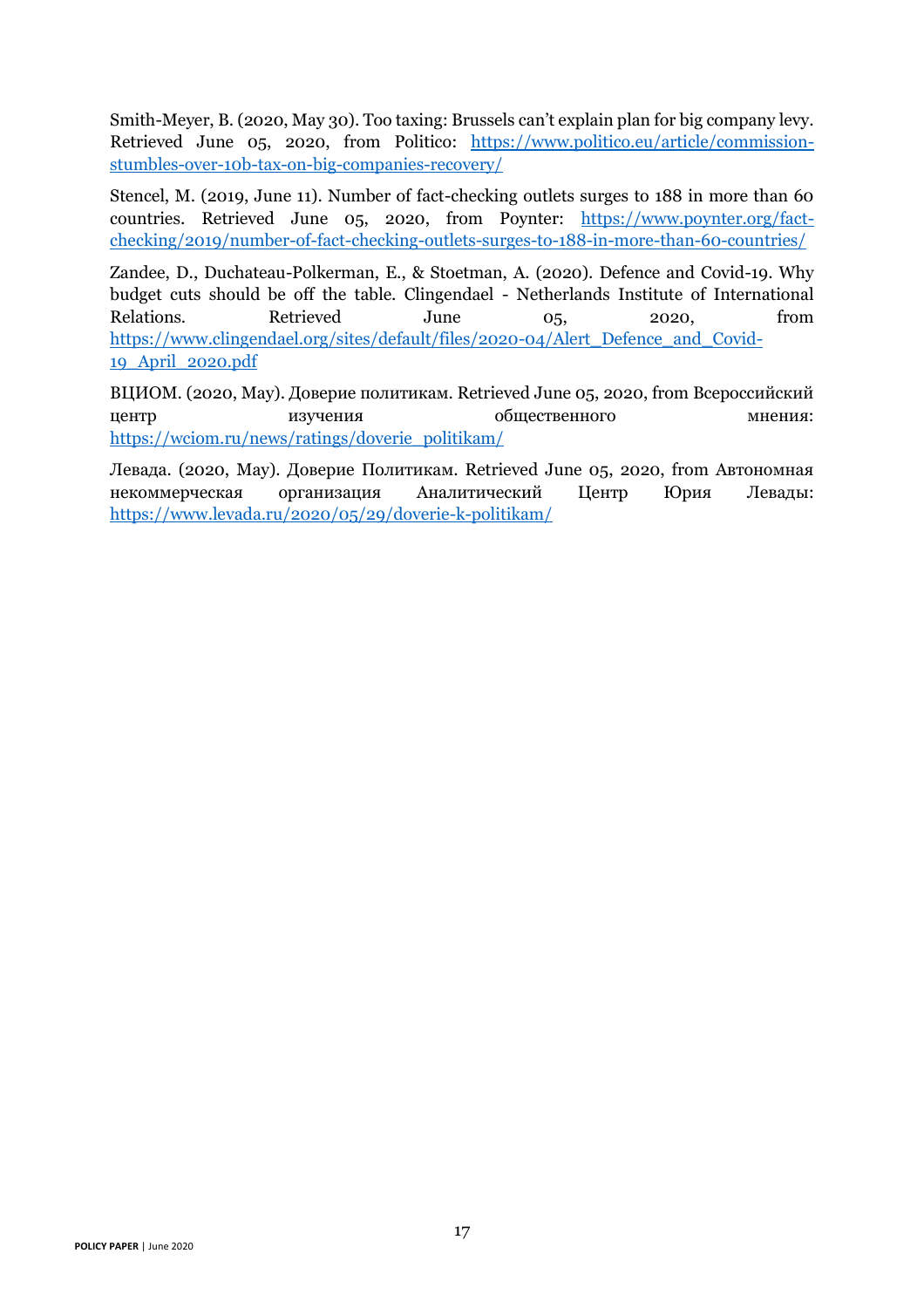Smith-Meyer, B. (2020, May 30). Too taxing: Brussels can't explain plan for big company levy. Retrieved June 05, 2020, from Politico: https://www.politico.eu/article/commission-stumbles-over-10b-tax-on-big-companies-recovery/

Stencel, M. (2019, June 11). Number of fact-checking outlets surges to 188 in more than 60 countries. Retrieved June 05, 2020, from Poynter: https://www.poynter.org/fact-checking/2019/number-of-fact-checking-outlets-surges-to-188-in-more-than-60-countries/

Zandee, D., Duchateau-Polkerman, E., & Stoetman, A. (2020). Defence and Covid-19. Why budget cuts should be off the table. Clingendael - Netherlands Institute of International Relations. Retrieved June 05, 2020, from https://www.clingendael.org/sites/default/files/2020-04/Alert_Defence_and_Covid-19_April_2020.pdf

ВЦИОМ. (2020, May). Доверие политикам. Retrieved June 05, 2020, from Всероссийский центр изучения общественного мнения: https://wciom.ru/news/ratings/doverie_politikam/

Левада. (2020, May). Доверие Политикам. Retrieved June 05, 2020, from Автономная некоммерческая организация Аналитический Центр Юрия Левады: https://www.levada.ru/2020/05/29/doverie-k-politikam/